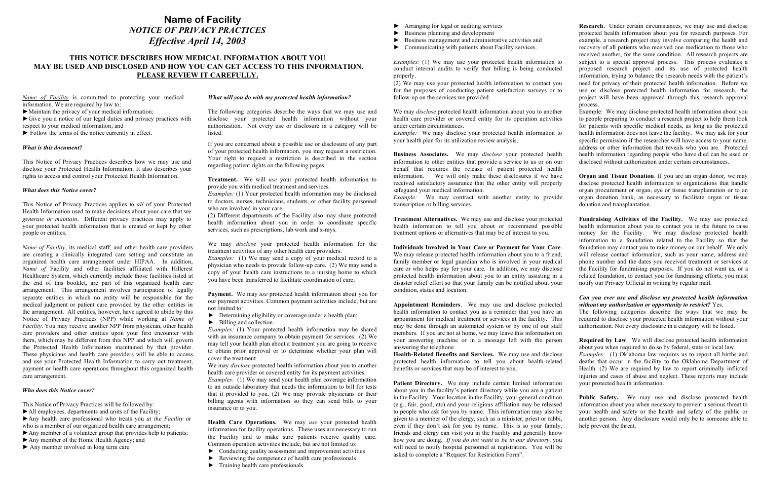# Name of Facility

## *NOTICE OF PRIVACY PRACTICES*

## *Effective April 14, 2003*

### THIS NOTICE DESCRIBES HOW MEDICAL INFORMATION ABOUT YOU MAY BE USED AND DISCLOSED AND HOW YOU CAN GET ACCESS TO THIS INFORMATION. PLEASE REVIEW IT CAREFULLY.

*Name of Facility* is committed to protecting your medical information. We are required by law to:

- ►Maintain the privacy of your medical information;
- ►Give you a notice of our legal duties and privacy practices with respect to your medical information; and
- ► Follow the terms of the notice currently in effect.

***What is this document?***

This Notice of Privacy Practices describes how we may use and disclose your Protected Health Information. It also describes your rights to access and control your Protected Health Information.

***What does this Notice cover?***

This Notice of Privacy Practices applies to *all* of your Protected Health Information used to make decisions about your care that we *generate or maintain*. Different privacy practices may apply to your protected health information that is created or kept by other people or entities.

*Name of Facility*, its medical staff, and other health care providers are creating a clinically integrated care setting and constitute an organized health care arrangement under HIPAA. In addition, *Name of* Facility and other facilities affiliated with Hillcrest Healthcare System, which currently include those facilities listed at the end of this booklet, are part of this organized health care arrangement. This arrangement involves participation of legally separate entities in which no entity will be responsible for the medical judgment or patient care provided by the other entities in the arrangement. All entities, however, have agreed to abide by this Notice of Privacy Practices (NPP) while working at *Name of Facility*. You may receive another NPP from physician, other health care providers and other entities upon your first encounter with them, which may be different from this NPP and which will govern the Protected Health Information maintained by that provider. These physicians and health care providers will be able to access and use your Protected Health Information to carry out treatment, payment or health care operations throughout this organized health care arrangement.

***Who does this Notice cover?***

This Notice of Privacy Practices will be followed by:

- ►All employees, departments and units of the Facility;
- ►Any health care professional who treats you *at the Facility* or who is a member of our organized health care arrangement;
- ►Any member of a volunteer group that provides help to patients;
- ►Any member of the Home Health Agency; and
- ► Any member involved in long term care

***What will you do with my protected health information?***

The following categories describe the ways that we may use and disclose your protected health information without your authorization. Not every use or disclosure in a category will be listed.

If you are concerned about a possible use or disclosure of any part of your protected health information, you may request a restriction. Your right to request a restriction is described in the section regarding patient rights on the following pages.

**Treatment.** We will *use* your protected health information to provide you with medical treatment and services.
*Examples:* (1) Your protected health information may be disclosed to doctors, nurses, technicians, students, or other facility personnel who are involved in your care.
(2) Different departments of the Facility also may share protected health information about you in order to coordinate specific services, such as prescriptions, lab work and x-rays.

We may *disclose* your protected health information for the treatment activities of any other health care providers.
*Examples:* (1) We may send a copy of your medical record to a physician who needs to provide follow-up care. (2) We may send a copy of your health care instructions to a nursing home to which you have been transferred to facilitate coordination of care.

**Payment.** We may *use* protected health information about you for our payment activities. Common payment activities include, but are not limited to:

- ► Determining eligibility or coverage under a health plan;
- ► Billing and collection.

*Examples:* (1) Your protected health information may be shared with an insurance company to obtain payment for services. (2) We may tell your health plan about a treatment you are going to receive to obtain prior approval or to determine whether your plan will cover the treatment.
We may *disclose* protected health information about you to another health care provider or covered entity for its payment activities.
*Examples:* (1) We may send your health plan coverage information to an outside laboratory that needs the information to bill for tests that it provided to you. (2) We may provide physicians or their billing agents with information so they can send bills to your insurance or to you.

**Health Care Operations.** We may *use* your protected health information for facility operations. These uses are necessary to run the Facility and to make sure patients receive quality care. Common operation activities include, but are not limited to:

- ► Conducting quality assessment and improvement activities
- ► Reviewing the competence of health care professionals
- ► Training health care professionals
- ► Arranging for legal or auditing services
- ► Business planning and development
- ► Business management and administrative activities and
- ► Communicating with patients about Facility services.

*Examples:* (1) We may use your protected health information to conduct internal audits to verify that billing is being conducted properly.
(2) We may use your protected health information to contact you for the purposes of conducting patient satisfaction surveys or to follow-up on the services we provided.

We may *disclose* protected health information about you to another health care provider or covered entity for its operation activities under certain circumstances.
*Example:* We may disclose your protected health information to your health plan for its utilization review analysis.

**Business Associates.** We may *disclose* your protected health information to other entities that provide a service to us or on our behalf that requires the release of patient protected health information. We will only make these disclosures if we have received satisfactory assurance that the other entity will properly safeguard your medical information.
*Example:* We may contract with another entity to provide transcription or billing services.

**Treatment Alternatives.** We may use and disclose your protected health information to tell you about or recommend possible treatment options or alternatives that may be of interest to you.

**Individuals Involved in Your Care or Payment for Your Care**. We may release protected health information about you to a friend, family member or legal guardian who is involved in your medical care or who helps pay for your care. In addition, we may disclose protected health information about you to an entity assisting in a disaster relief effort so that your family can be notified about your condition, status and location.

**Appointment Reminders**. We may use and disclose protected health information to contact you as a reminder that you have an appointment for medical treatment or services at the facility. This may be done through an automated system or by one of our staff members. If you are not at home, we may leave this information on your answering machine or in a message left with the person answering the telephone.
**Health-Related Benefits and Services.** We may use and disclose protected health information to tell you about health-related benefits or services that may be of interest to you.

**Patient Directory.** We may include certain limited information about you in the facility's patient directory while you are a patient in the Facility. Your location in the Facility, your general condition (e.g., fair, good, etc) and your religious affiliation may be released to people who ask for you by name. This information may also be given to a member of the clergy, such as a minister, priest or rabbi, even if they don't ask for you by name. This is so your family, friends and clergy can visit you in the Facility and generally know how you are doing. *If you do not want to be in our directory*, you will need to notify hospital personnel at registration. You will be asked to complete a "Request for Restriction Form".

**Research.** Under certain circumstances, we may use and disclose protected health information about you for research purposes. For example, a research project may involve comparing the health and recovery of all patients who received one medication to those who received another, for the same condition. All research projects are subject to a special approval process. This process evaluates a proposed research project and its use of protected health information, trying to balance the research needs with the patient's need for privacy of their protected health information. Before we use or disclose protected health information for research, the project will have been approved through this research approval process.
Example: We may disclose protected health information about you to people preparing to conduct a research project to help them look for patients with specific medical needs, as long as the protected health information does not leave the facility. We may ask for your specific permission if the researcher will have access to your name, address or other information that reveals who you are. Protected health information regarding people who have died can be used or disclosed without authorization under certain circumstances.

**Organ and Tissue Donation**. If you are an organ donor, we may disclose protected health information to organizations that handle organ procurement or organ, eye or tissue transplantation or to an organ donation bank, as necessary to facilitate organ or tissue donation and transplantation.

**Fundraising Activities of the Facility.** We may use protected health information about you to contact you in the future to raise money for the Facility. We may disclose protected health information to a foundation related to the Facility so that the foundation may contact you to raise money on our behalf. We only will release contact information, such as your name, address and phone number and the dates you received treatment or services at the Facility for fundraising purposes. If you do not want us, or a related foundation, to contact you for fundraising efforts, you must notify our Privacy Official in writing by regular mail.

***Can you ever use and disclose my protected health information without my authorization or opportunity to restrict?*** Yes.
The following categories describe the ways that we may be required to disclose your protected health information without your authorization. Not every disclosure in a category will be listed.

**Required by Law**. We will disclose protected health information about you when required to do so by federal, state or local law.
*Examples:* (1) Oklahoma law requires us to report all births and deaths that occur in the facility to the Oklahoma Department of Health. (2) We are required by law to report criminally inflicted injuries and cases of abuse and neglect. These reports may include your protected health information.

**Public Safety.** We may use and disclose protected health information about you when necessary to prevent a serious threat to your health and safety or the health and safety of the public or another person. Any disclosure would only be to someone able to help prevent the threat.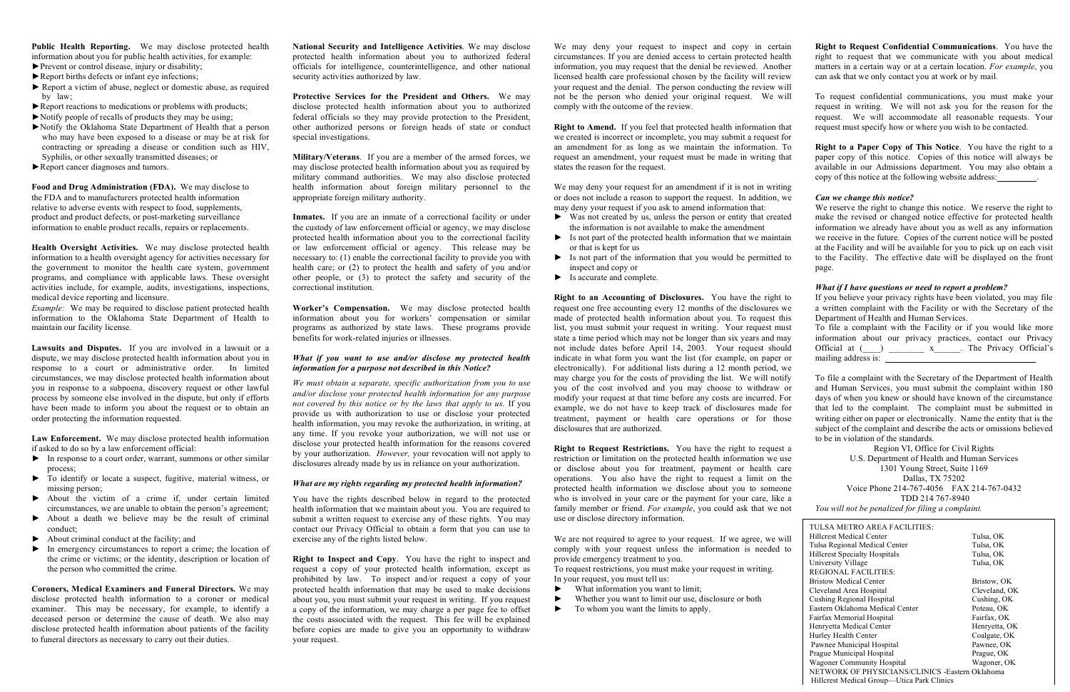**Public Health Reporting.** We may disclose protected health information about you for public health activities, for example:

- ►Prevent or control disease, injury or disability;
- ►Report births defects or infant eye infections;
- ► Report a victim of abuse, neglect or domestic abuse, as required by law;
- ►Report reactions to medications or problems with products;
- ►Notify people of recalls of products they may be using;
- ►Notify the Oklahoma State Department of Health that a person who may have been exposed to a disease or may be at risk for contracting or spreading a disease or condition such as HIV, Syphilis, or other sexually transmitted diseases; or
- ►Report cancer diagnoses and tumors.

**Food and Drug Administration (FDA).** We may disclose to the FDA and to manufacturers protected health information relative to adverse events with respect to food, supplements, product and product defects, or post-marketing surveillance information to enable product recalls, repairs or replacements.

**Health Oversight Activities.** We may disclose protected health information to a health oversight agency for activities necessary for the government to monitor the health care system, government programs, and compliance with applicable laws. These oversight activities include, for example, audits, investigations, inspections, medical device reporting and licensure.

*Example:* We may be required to disclose patient protected health information to the Oklahoma State Department of Health to maintain our facility license.

**Lawsuits and Disputes.** If you are involved in a lawsuit or a dispute, we may disclose protected health information about you in response to a court or administrative order. In limited circumstances, we may disclose protected health information about you in response to a subpoena, discovery request or other lawful process by someone else involved in the dispute, but only if efforts have been made to inform you about the request or to obtain an order protecting the information requested.

**Law Enforcement.** We may disclose protected health information if asked to do so by a law enforcement official:

- ► In response to a court order, warrant, summons or other similar process;
- ► To identify or locate a suspect, fugitive, material witness, or missing person;
- ► About the victim of a crime if, under certain limited circumstances, we are unable to obtain the person's agreement;
- ► About a death we believe may be the result of criminal conduct;
- ► About criminal conduct at the facility; and
- ► In emergency circumstances to report a crime; the location of the crime or victims; or the identity, description or location of the person who committed the crime.

**Coroners, Medical Examiners and Funeral Directors.** We may disclose protected health information to a coroner or medical examiner. This may be necessary, for example, to identify a deceased person or determine the cause of death. We also may disclose protected health information about patients of the facility to funeral directors as necessary to carry out their duties.

**National Security and Intelligence Activities**. We may disclose protected health information about you to authorized federal officials for intelligence, counterintelligence, and other national security activities authorized by law.

**Protective Services for the President and Others.** We may disclose protected health information about you to authorized federal officials so they may provide protection to the President, other authorized persons or foreign heads of state or conduct special investigations.

**Military/Veterans**. If you are a member of the armed forces, we may disclose protected health information about you as required by military command authorities. We may also disclose protected health information about foreign military personnel to the appropriate foreign military authority.

**Inmates.** If you are an inmate of a correctional facility or under the custody of law enforcement official or agency, we may disclose protected health information about you to the correctional facility or law enforcement official or agency. This release may be necessary to: (1) enable the correctional facility to provide you with health care; or (2) to protect the health and safety of you and/or other people, or (3) to protect the safety and security of the correctional institution.

**Worker's Compensation.** We may disclose protected health information about you for workers' compensation or similar programs as authorized by state laws. These programs provide benefits for work-related injuries or illnesses.

***What if you want to use and/or disclose my protected health information for a purpose not described in this Notice?***

*We must obtain a separate, specific authorization from you to use and/or disclose your protected health information for any purpose not covered by this notice or by the laws that apply to us.* If you provide us with authorization to use or disclose your protected health information, you may revoke the authorization, in writing, at any time. If you revoke your authorization, we will not use or disclose your protected health information for the reasons covered by your authorization. *However,* your revocation will not apply to disclosures already made by us in reliance on your authorization.

***What are my rights regarding my protected health information?***

You have the rights described below in regard to the protected health information that we maintain about you. You are required to submit a written request to exercise any of these rights. You may contact our Privacy Official to obtain a form that you can use to exercise any of the rights listed below.

**Right to Inspect and Copy**. You have the right to inspect and request a copy of your protected health information, except as prohibited by law. To inspect and/or request a copy of your protected health information that may be used to make decisions about you, you must submit your request in writing. If you request a copy of the information, we may charge a per page fee to offset the costs associated with the request. This fee will be explained before copies are made to give you an opportunity to withdraw your request.

We may deny your request to inspect and copy in certain circumstances. If you are denied access to certain protected health information, you may request that the denial be reviewed. Another licensed health care professional chosen by the facility will review your request and the denial. The person conducting the review will not be the person who denied your original request. We will comply with the outcome of the review.

**Right to Amend.** If you feel that protected health information that we created is incorrect or incomplete, you may submit a request for an amendment for as long as we maintain the information. To request an amendment, your request must be made in writing that states the reason for the request.

We may deny your request for an amendment if it is not in writing or does not include a reason to support the request. In addition, we may deny your request if you ask to amend information that:

- ► Was not created by us, unless the person or entity that created the information is not available to make the amendment
- ► Is not part of the protected health information that we maintain or that is kept for us
- ► Is not part of the information that you would be permitted to inspect and copy or
- ► Is accurate and complete.

**Right to an Accounting of Disclosures.** You have the right to request one free accounting every 12 months of the disclosures we made of protected health information about you. To request this list, you must submit your request in writing. Your request must state a time period which may not be longer than six years and may not include dates before April 14, 2003. Your request should indicate in what form you want the list (for example, on paper or electronically). For additional lists during a 12 month period, we may charge you for the costs of providing the list. We will notify you of the cost involved and you may choose to withdraw or modify your request at that time before any costs are incurred. For example, we do not have to keep track of disclosures made for treatment, payment or health care operations or for those disclosures that are authorized.

**Right to Request Restrictions.** You have the right to request a restriction or limitation on the protected health information we use or disclose about you for treatment, payment or health care operations. You also have the right to request a limit on the protected health information we disclose about you to someone who is involved in your care or the payment for your care, like a family member or friend. *For example*, you could ask that we not use or disclose directory information.

We are not required to agree to your request. If we agree, we will comply with your request unless the information is needed to provide emergency treatment to you.

To request restrictions, you must make your request in writing.

In your request, you must tell us:

- ► What information you want to limit;
- ► Whether you want to limit our use, disclosure or both
- ► To whom you want the limits to apply.

**Right to Request Confidential Communications**. You have the right to request that we communicate with you about medical matters in a certain way or at a certain location. *For example*, you can ask that we only contact you at work or by mail.

To request confidential communications, you must make your request in writing. We will not ask you for the reason for the request. We will accommodate all reasonable requests. Your request must specify how or where you wish to be contacted.

**Right to a Paper Copy of This Notice**. You have the right to a paper copy of this notice. Copies of this notice will always be available in our Admissions department. You may also obtain a copy of this notice at the following website address:_________.

***Can we change this notice?***

We reserve the right to change this notice. We reserve the right to make the revised or changed notice effective for protected health information we already have about you as well as any information we receive in the future. Copies of the current notice will be posted at the Facility and will be available for you to pick up on each visit to the Facility. The effective date will be displayed on the front page.

***What if I have questions or need to report a problem?***

If you believe your privacy rights have been violated, you may file a written complaint with the Facility or with the Secretary of the Department of Health and Human Services.

To file a complaint with the Facility or if you would like more information about our privacy practices, contact our Privacy Official at (____) ________ x______. The Privacy Official's mailing address is: ______________________________

To file a complaint with the Secretary of the Department of Health and Human Services, you must submit the complaint within 180 days of when you knew or should have known of the circumstance that led to the complaint. The complaint must be submitted in writing either on paper or electronically. Name the entity that is the subject of the complaint and describe the acts or omissions believed to be in violation of the standards.

Region VI, Office for Civil Rights
U.S. Department of Health and Human Services
1301 Young Street, Suite 1169
Dallas, TX 75202
Voice Phone 214-767-4056 FAX 214-767-0432
TDD 214 767-8940

*You will not be penalized for filing a complaint.*

| | |
|---|---|
| TULSA METRO AREA FACILITIES: | |
| Hillcrest Medical Center | Tulsa, OK |
| Tulsa Regional Medical Center | Tulsa, OK |
| Hillcrest Specialty Hospitals | Tulsa, OK |
| University Village | Tulsa, OK |
| REGIONAL FACILITIES: | |
| Bristow Medical Center | Bristow, OK |
| Cleveland Area Hospital | Cleveland, OK |
| Cushing Regional Hospital | Cushing, OK |
| Eastern Oklahoma Medical Center | Poteau, OK |
| Fairfax Memorial Hospital | Fairfax, OK |
| Henryetta Medical Center | Henryetta, OK |
| Hurley Health Center | Coalgate, OK |
| Pawnee Municipal Hospital | Pawnee, OK |
| Prague Municipal Hospital | Prague, OK |
| Wagoner Community Hospital | Wagoner, OK |
| NETWORK OF PHYSICIANS/CLINICS -Eastern Oklahoma | |
| Hillcrest Medical Group—Utica Park Clinics | |